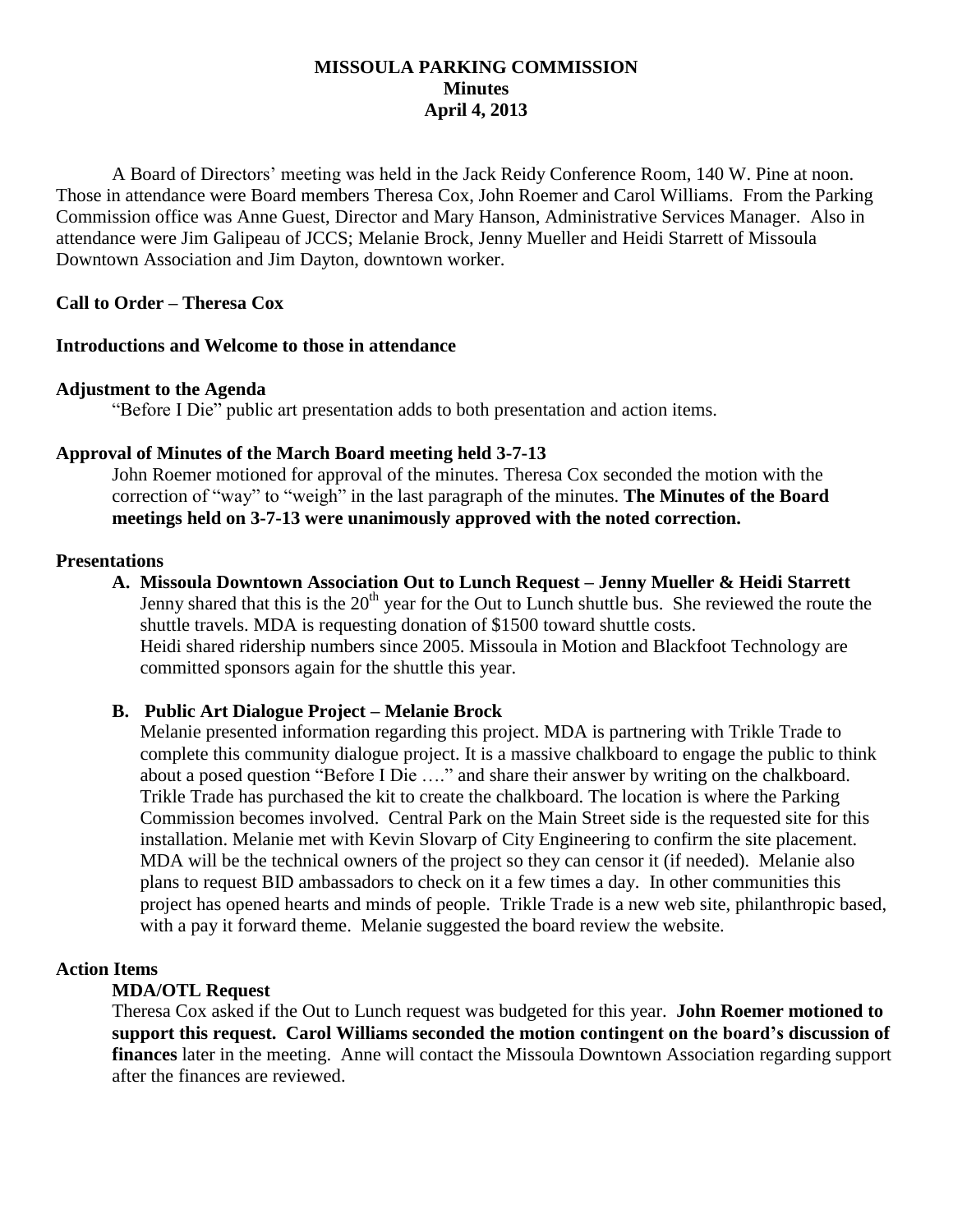# MISSOULA PARKING COMMISSION
## Minutes
## April 4, 2013

A Board of Directors' meeting was held in the Jack Reidy Conference Room, 140 W. Pine at noon. Those in attendance were Board members Theresa Cox, John Roemer and Carol Williams. From the Parking Commission office was Anne Guest, Director and Mary Hanson, Administrative Services Manager. Also in attendance were Jim Galipeau of JCCS; Melanie Brock, Jenny Mueller and Heidi Starrett of Missoula Downtown Association and Jim Dayton, downtown worker.

**Call to Order – Theresa Cox**

**Introductions and Welcome to those in attendance**

**Adjustment to the Agenda**

"Before I Die" public art presentation adds to both presentation and action items.

**Approval of Minutes of the March Board meeting held 3-7-13**

John Roemer motioned for approval of the minutes. Theresa Cox seconded the motion with the correction of "way" to "weigh" in the last paragraph of the minutes. **The Minutes of the Board meetings held on 3-7-13 were unanimously approved with the noted correction.**

**Presentations**

**A. Missoula Downtown Association Out to Lunch Request – Jenny Mueller & Heidi Starrett**

Jenny shared that this is the 20th year for the Out to Lunch shuttle bus. She reviewed the route the shuttle travels. MDA is requesting donation of $1500 toward shuttle costs.
Heidi shared ridership numbers since 2005. Missoula in Motion and Blackfoot Technology are committed sponsors again for the shuttle this year.

**B. Public Art Dialogue Project – Melanie Brock**

Melanie presented information regarding this project. MDA is partnering with Trikle Trade to complete this community dialogue project. It is a massive chalkboard to engage the public to think about a posed question "Before I Die …." and share their answer by writing on the chalkboard. Trikle Trade has purchased the kit to create the chalkboard. The location is where the Parking Commission becomes involved. Central Park on the Main Street side is the requested site for this installation. Melanie met with Kevin Slovarp of City Engineering to confirm the site placement. MDA will be the technical owners of the project so they can censor it (if needed). Melanie also plans to request BID ambassadors to check on it a few times a day. In other communities this project has opened hearts and minds of people. Trikle Trade is a new web site, philanthropic based, with a pay it forward theme. Melanie suggested the board review the website.

**Action Items**

**MDA/OTL Request**

Theresa Cox asked if the Out to Lunch request was budgeted for this year. **John Roemer motioned to support this request. Carol Williams seconded the motion contingent on the board's discussion of finances** later in the meeting. Anne will contact the Missoula Downtown Association regarding support after the finances are reviewed.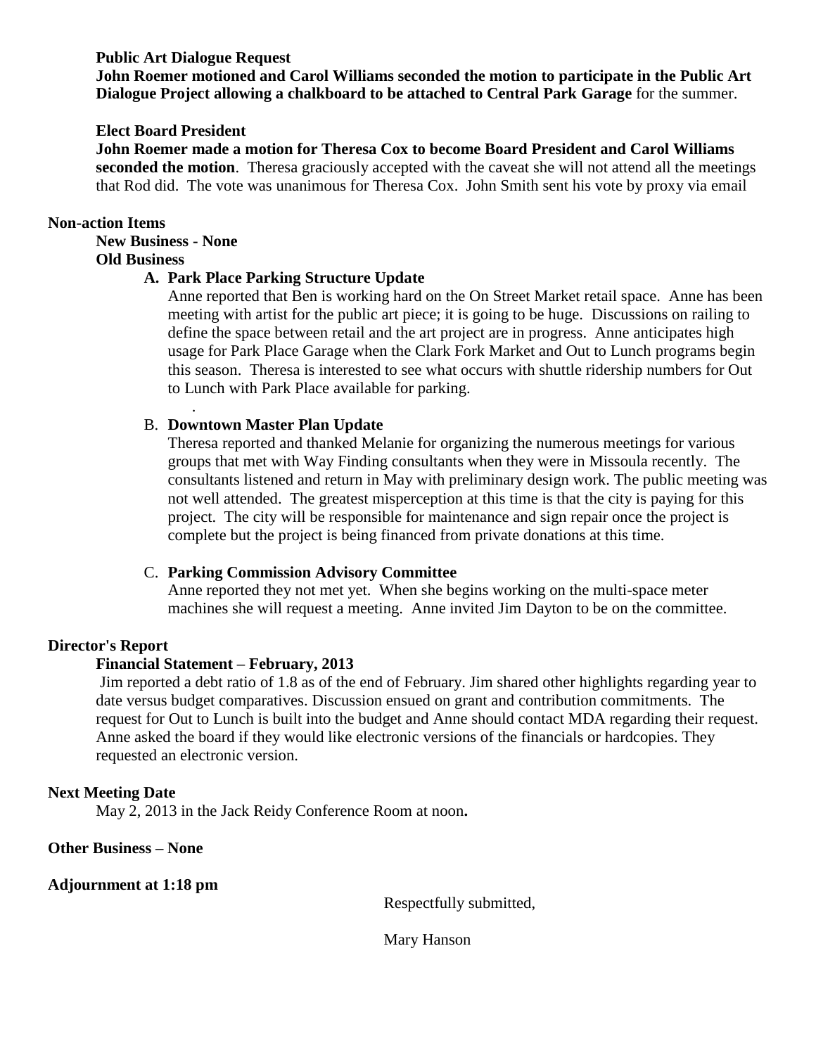**Public Art Dialogue Request**

**John Roemer motioned and Carol Williams seconded the motion to participate in the Public Art Dialogue Project allowing a chalkboard to be attached to Central Park Garage** for the summer.

**Elect Board President**

**John Roemer made a motion for Theresa Cox to become Board President and Carol Williams seconded the motion**. Theresa graciously accepted with the caveat she will not attend all the meetings that Rod did. The vote was unanimous for Theresa Cox. John Smith sent his vote by proxy via email

**Non-action Items**

**New Business - None**

**Old Business**

A. **Park Place Parking Structure Update**

Anne reported that Ben is working hard on the On Street Market retail space. Anne has been meeting with artist for the public art piece; it is going to be huge. Discussions on railing to define the space between retail and the art project are in progress. Anne anticipates high usage for Park Place Garage when the Clark Fork Market and Out to Lunch programs begin this season. Theresa is interested to see what occurs with shuttle ridership numbers for Out to Lunch with Park Place available for parking.

B. **Downtown Master Plan Update**

Theresa reported and thanked Melanie for organizing the numerous meetings for various groups that met with Way Finding consultants when they were in Missoula recently. The consultants listened and return in May with preliminary design work. The public meeting was not well attended. The greatest misperception at this time is that the city is paying for this project. The city will be responsible for maintenance and sign repair once the project is complete but the project is being financed from private donations at this time.

C. **Parking Commission Advisory Committee**

Anne reported they not met yet. When she begins working on the multi-space meter machines she will request a meeting. Anne invited Jim Dayton to be on the committee.

**Director's Report**

**Financial Statement – February, 2013**

Jim reported a debt ratio of 1.8 as of the end of February. Jim shared other highlights regarding year to date versus budget comparatives. Discussion ensued on grant and contribution commitments. The request for Out to Lunch is built into the budget and Anne should contact MDA regarding their request. Anne asked the board if they would like electronic versions of the financials or hardcopies. They requested an electronic version.

**Next Meeting Date**

May 2, 2013 in the Jack Reidy Conference Room at noon**.**

**Other Business – None**

**Adjournment at 1:18 pm**

Respectfully submitted,

Mary Hanson